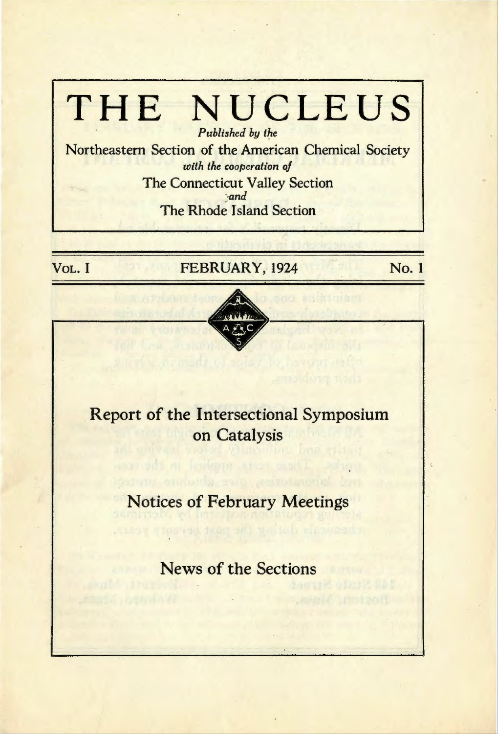# THE NUCLEUS

*Published by the*

Northeastern Section of the American Chemical Society

*with the cooperation of*

The Connecticut Valley Section

*and*

The Rhode Island Section

Vol. I — FEBRUARY, 1924 — No. 1

## Report of the Intersectional Symposium on Catalysis

## Notices of February Meetings

## News of the Sections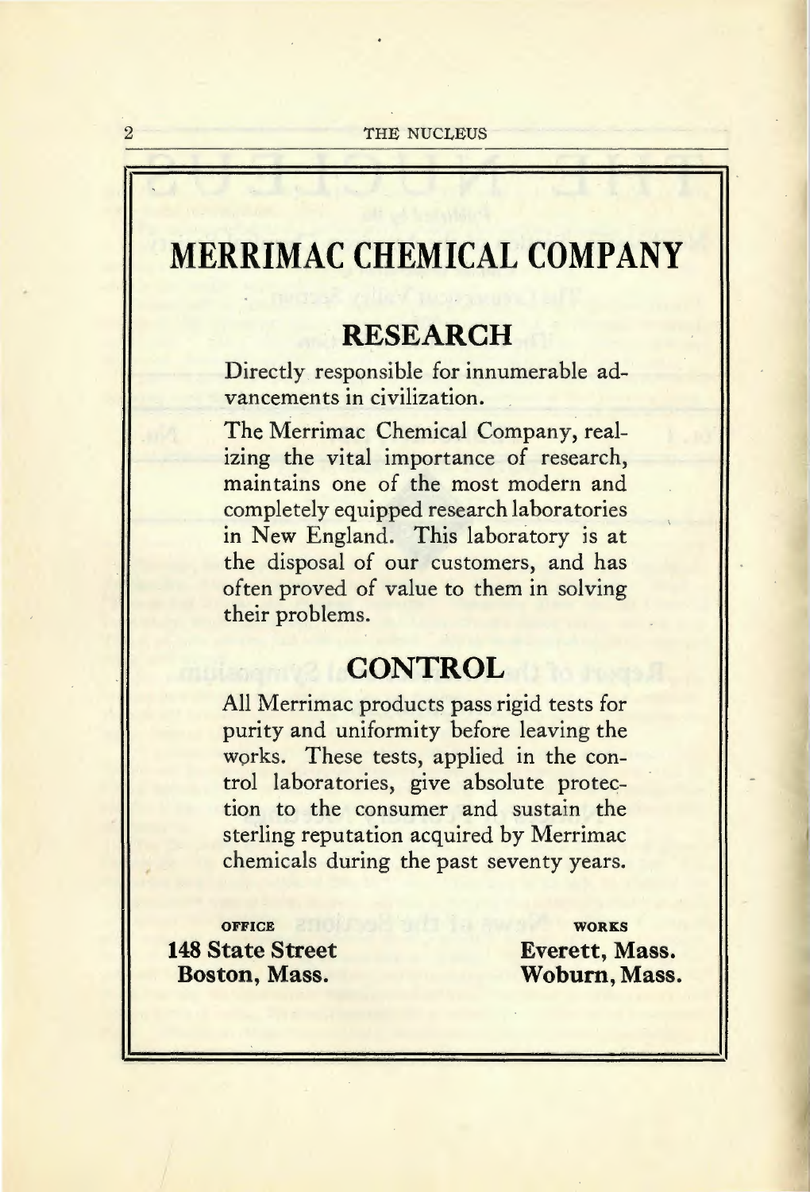# MERRIMAC CHEMICAL COMPANY

## RESEARCH

Directly responsible for innumerable advancements in civilization.

The Merrimac Chemical Company, realizing the vital importance of research, maintains one of the most modern and completely equipped research laboratories in New England. This laboratory is at the disposal of our customers, and has often proved of value to them in solving their problems.

## CONTROL

All Merrimac products pass rigid tests for purity and uniformity before leaving the works. These tests, applied in the control laboratories, give absolute protection to the consumer and sustain the sterling reputation acquired by Merrimac chemicals during the past seventy years.

OFFICE
**148 State Street**
**Boston, Mass.**

WORKS
**Everett, Mass.**
**Woburn, Mass.**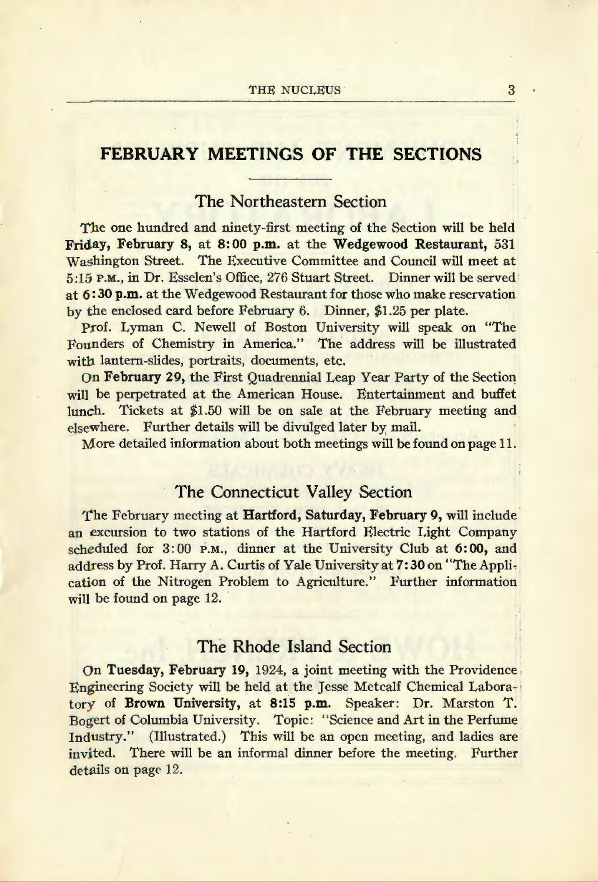# FEBRUARY MEETINGS OF THE SECTIONS

## The Northeastern Section

The one hundred and ninety-first meeting of the Section will be held **Friday, February 8,** at **8:00 p.m.** at the **Wedgewood Restaurant,** 531 Washington Street. The Executive Committee and Council will meet at 5:15 P.M., in Dr. Esselen's Office, 276 Stuart Street. Dinner will be served at **6:30 p.m.** at the Wedgewood Restaurant for those who make reservation by the enclosed card before February 6. Dinner, $1.25 per plate.

Prof. Lyman C. Newell of Boston University will speak on "The Founders of Chemistry in America." The address will be illustrated with lantern-slides, portraits, documents, etc.

On **February 29,** the First Quadrennial Leap Year Party of the Section will be perpetrated at the American House. Entertainment and buffet lunch. Tickets at $1.50 will be on sale at the February meeting and elsewhere. Further details will be divulged later by mail.

More detailed information about both meetings will be found on page 11.

## The Connecticut Valley Section

The February meeting at **Hartford, Saturday, February 9,** will include an excursion to two stations of the Hartford Electric Light Company scheduled for 3:00 P.M., dinner at the University Club at **6:00,** and address by Prof. Harry A. Curtis of Yale University at **7:30** on "The Application of the Nitrogen Problem to Agriculture." Further information will be found on page 12.

## The Rhode Island Section

On **Tuesday, February 19,** 1924, a joint meeting with the Providence Engineering Society will be held at the Jesse Metcalf Chemical Laboratory of **Brown University,** at **8:15 p.m.** Speaker: Dr. Marston T. Bogert of Columbia University. Topic: "Science and Art in the Perfume Industry." (Illustrated.) This will be an open meeting, and ladies are invited. There will be an informal dinner before the meeting. Further details on page 12.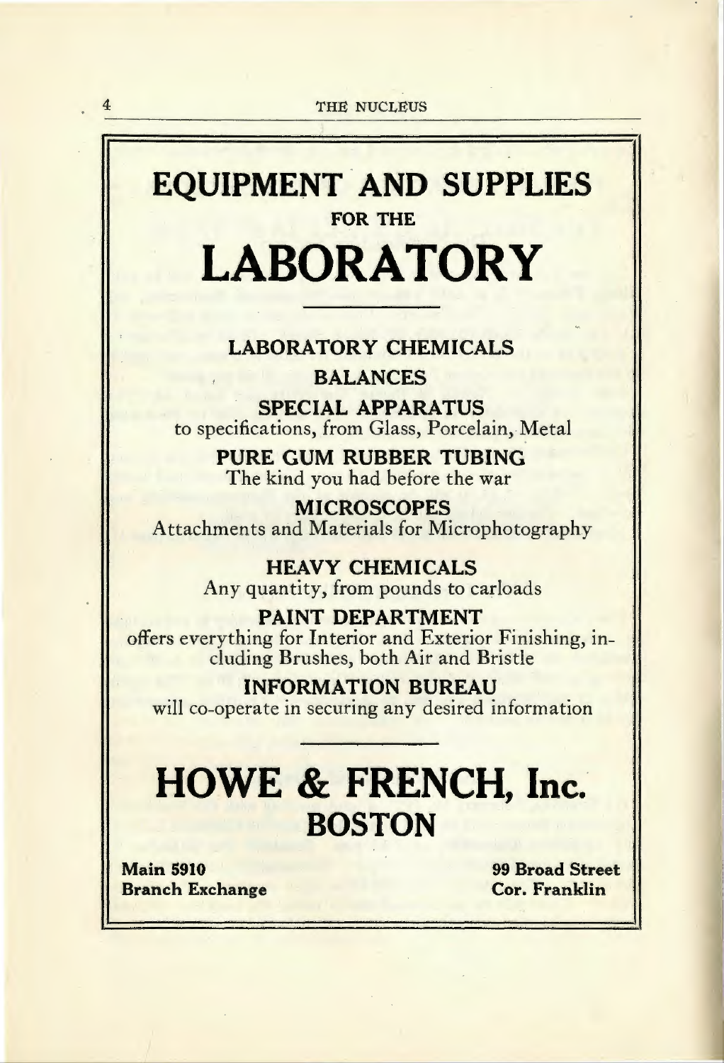# EQUIPMENT AND SUPPLIES

FOR THE

# LABORATORY

---

**LABORATORY CHEMICALS**

**BALANCES**

**SPECIAL APPARATUS**
to specifications, from Glass, Porcelain, Metal

**PURE GUM RUBBER TUBING**
The kind you had before the war

**MICROSCOPES**
Attachments and Materials for Microphotography

**HEAVY CHEMICALS**
Any quantity, from pounds to carloads

**PAINT DEPARTMENT**
offers everything for Interior and Exterior Finishing, including Brushes, both Air and Bristle

**INFORMATION BUREAU**
will co-operate in securing any desired information

---

# HOWE & FRENCH, Inc.

## BOSTON

**Main 5910**
**Branch Exchange**

**99 Broad Street**
**Cor. Franklin**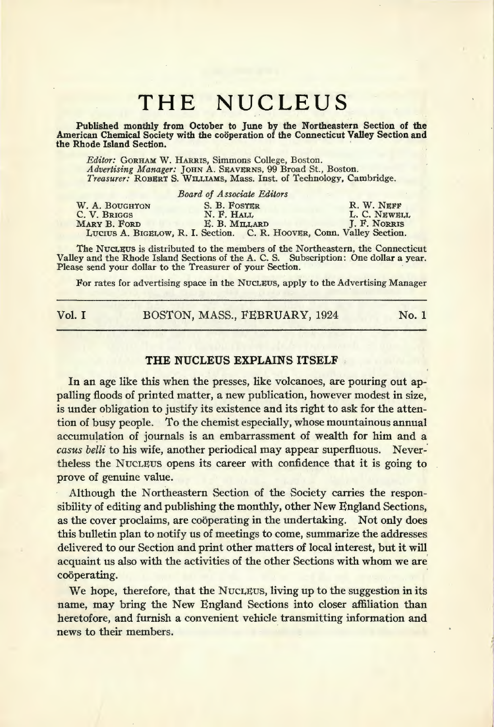# THE NUCLEUS

**Published monthly from October to June by the Northeastern Section of the American Chemical Society with the coöperation of the Connecticut Valley Section and the Rhode Island Section.**

*Editor:* GORHAM W. HARRIS, Simmons College, Boston.
*Advertising Manager:* JOHN A. SEAVERNS, 99 Broad St., Boston.
*Treasurer:* ROBERT S. WILLIAMS, Mass. Inst. of Technology, Cambridge.

*Board of Associate Editors*

| | | |
|---|---|---|
| W. A. BOUGHTON | S. B. FOSTER | R. W. NEFF |
| C. V. BRIGGS | N. F. HALL | L. C. NEWELL |
| MARY B. FORD | E. B. MILLARD | J. F. NORRIS |

LUCIUS A. BIGELOW, R. I. Section. C. R. HOOVER, Conn. Valley Section.

The NUCLEUS is distributed to the members of the Northeastern, the Connecticut Valley and the Rhode Island Sections of the A. C. S. Subscription: One dollar a year. Please send your dollar to the Treasurer of your Section.

For rates for advertising space in the NUCLEUS, apply to the Advertising Manager

---

Vol. I BOSTON, MASS., FEBRUARY, 1924 No. 1

---

## THE NUCLEUS EXPLAINS ITSELF

In an age like this when the presses, like volcanoes, are pouring out appalling floods of printed matter, a new publication, however modest in size, is under obligation to justify its existence and its right to ask for the attention of busy people. To the chemist especially, whose mountainous annual accumulation of journals is an embarrassment of wealth for him and a *casus belli* to his wife, another periodical may appear superfluous. Nevertheless the NUCLEUS opens its career with confidence that it is going to prove of genuine value.

Although the Northeastern Section of the Society carries the responsibility of editing and publishing the monthly, other New England Sections, as the cover proclaims, are coöperating in the undertaking. Not only does this bulletin plan to notify us of meetings to come, summarize the addresses delivered to our Section and print other matters of local interest, but it will acquaint us also with the activities of the other Sections with whom we are coöperating.

We hope, therefore, that the NUCLEUS, living up to the suggestion in its name, may bring the New England Sections into closer affiliation than heretofore, and furnish a convenient vehicle transmitting information and news to their members.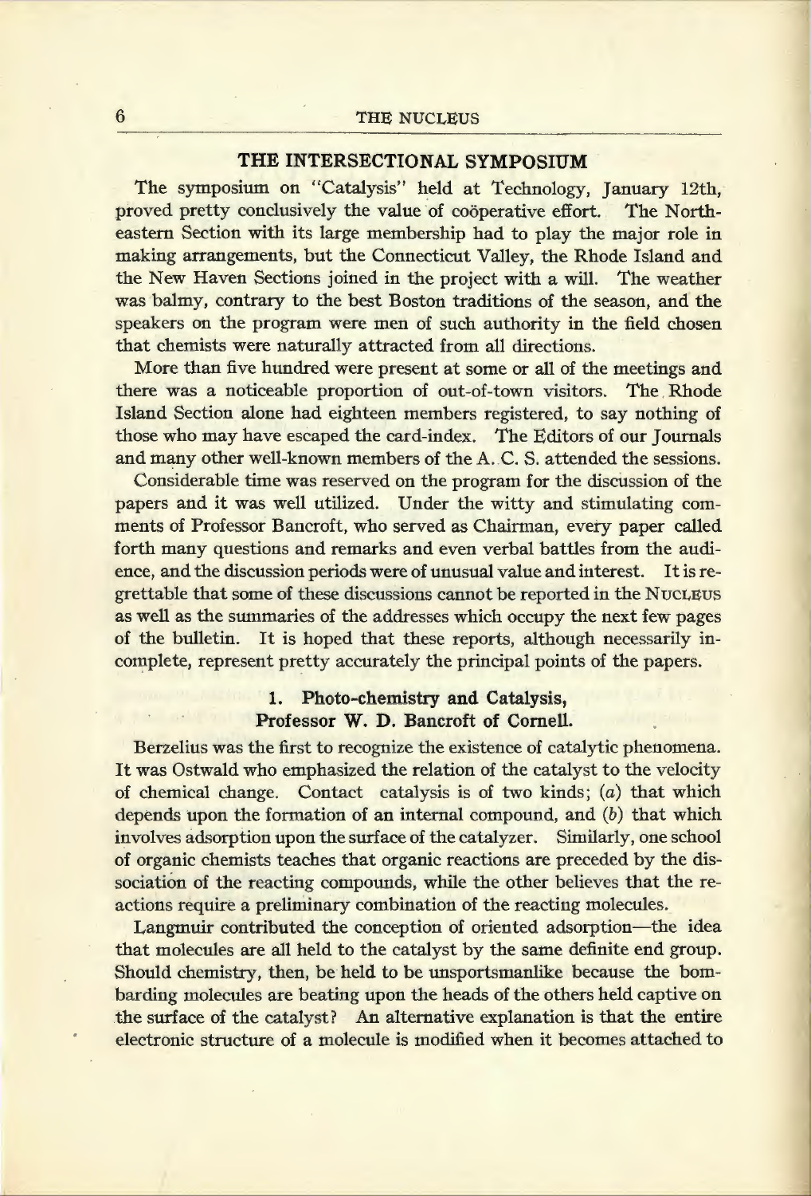## THE INTERSECTIONAL SYMPOSIUM

The symposium on "Catalysis" held at Technology, January 12th, proved pretty conclusively the value of coöperative effort. The Northeastern Section with its large membership had to play the major role in making arrangements, but the Connecticut Valley, the Rhode Island and the New Haven Sections joined in the project with a will. The weather was balmy, contrary to the best Boston traditions of the season, and the speakers on the program were men of such authority in the field chosen that chemists were naturally attracted from all directions.

More than five hundred were present at some or all of the meetings and there was a noticeable proportion of out-of-town visitors. The Rhode Island Section alone had eighteen members registered, to say nothing of those who may have escaped the card-index. The Editors of our Journals and many other well-known members of the A. C. S. attended the sessions.

Considerable time was reserved on the program for the discussion of the papers and it was well utilized. Under the witty and stimulating comments of Professor Bancroft, who served as Chairman, every paper called forth many questions and remarks and even verbal battles from the audience, and the discussion periods were of unusual value and interest. It is regrettable that some of these discussions cannot be reported in the NUCLEUS as well as the summaries of the addresses which occupy the next few pages of the bulletin. It is hoped that these reports, although necessarily incomplete, represent pretty accurately the principal points of the papers.

### 1. Photo-chemistry and Catalysis, Professor W. D. Bancroft of Cornell.

Berzelius was the first to recognize the existence of catalytic phenomena. It was Ostwald who emphasized the relation of the catalyst to the velocity of chemical change. Contact catalysis is of two kinds; (*a*) that which depends upon the formation of an internal compound, and (*b*) that which involves adsorption upon the surface of the catalyzer. Similarly, one school of organic chemists teaches that organic reactions are preceded by the dissociation of the reacting compounds, while the other believes that the reactions require a preliminary combination of the reacting molecules.

Langmuir contributed the conception of oriented adsorption—the idea that molecules are all held to the catalyst by the same definite end group. Should chemistry, then, be held to be unsportsmanlike because the bombarding molecules are beating upon the heads of the others held captive on the surface of the catalyst? An alternative explanation is that the entire electronic structure of a molecule is modified when it becomes attached to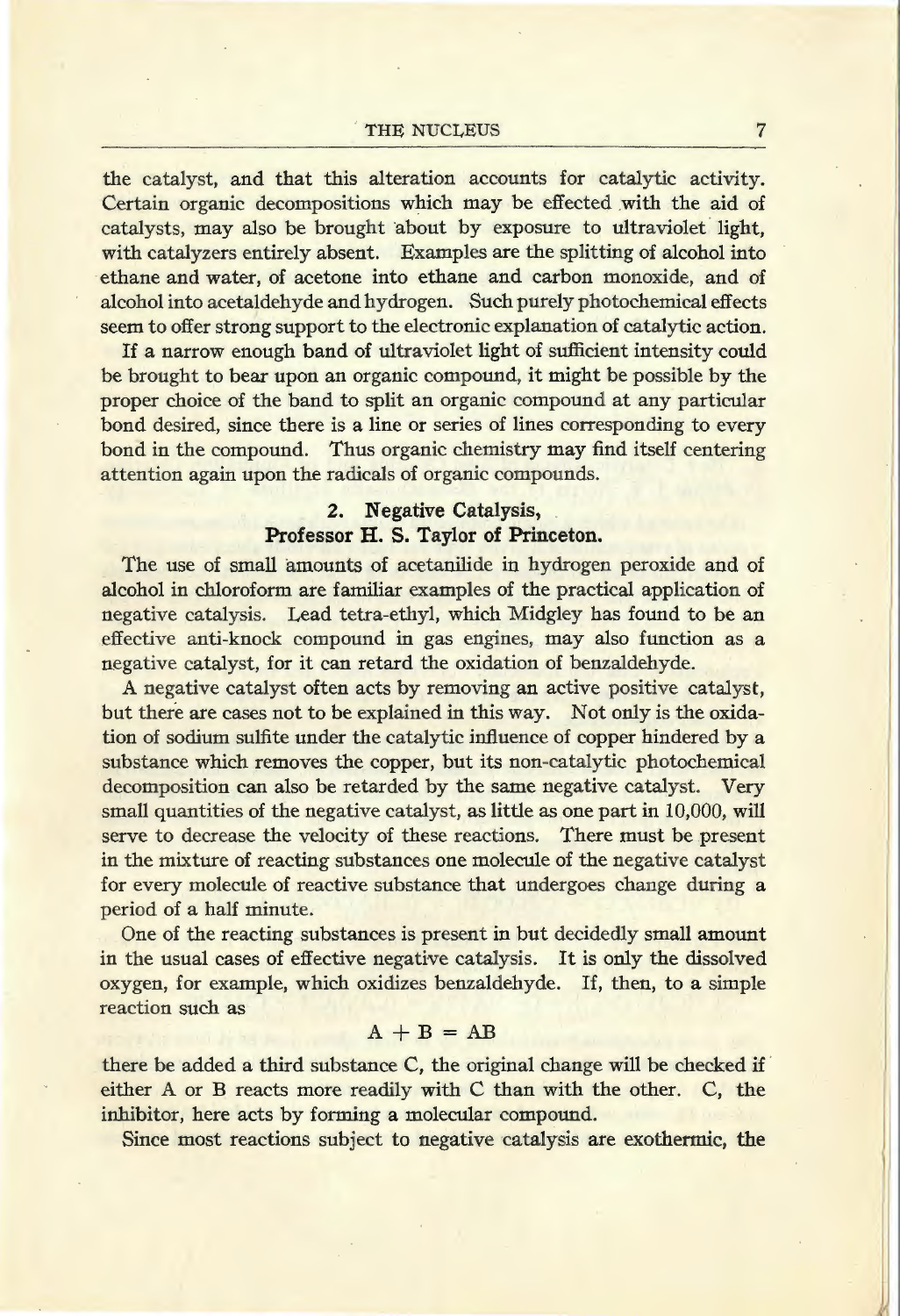the catalyst, and that this alteration accounts for catalytic activity. Certain organic decompositions which may be effected with the aid of catalysts, may also be brought about by exposure to ultraviolet light, with catalyzers entirely absent. Examples are the splitting of alcohol into ethane and water, of acetone into ethane and carbon monoxide, and of alcohol into acetaldehyde and hydrogen. Such purely photochemical effects seem to offer strong support to the electronic explanation of catalytic action.

If a narrow enough band of ultraviolet light of sufficient intensity could be brought to bear upon an organic compound, it might be possible by the proper choice of the band to split an organic compound at any particular bond desired, since there is a line or series of lines corresponding to every bond in the compound. Thus organic chemistry may find itself centering attention again upon the radicals of organic compounds.

### 2. Negative Catalysis, Professor H. S. Taylor of Princeton.

The use of small amounts of acetanilide in hydrogen peroxide and of alcohol in chloroform are familiar examples of the practical application of negative catalysis. Lead tetra-ethyl, which Midgley has found to be an effective anti-knock compound in gas engines, may also function as a negative catalyst, for it can retard the oxidation of benzaldehyde.

A negative catalyst often acts by removing an active positive catalyst, but there are cases not to be explained in this way. Not only is the oxidation of sodium sulfite under the catalytic influence of copper hindered by a substance which removes the copper, but its non-catalytic photochemical decomposition can also be retarded by the same negative catalyst. Very small quantities of the negative catalyst, as little as one part in 10,000, will serve to decrease the velocity of these reactions. There must be present in the mixture of reacting substances one molecule of the negative catalyst for every molecule of reactive substance that undergoes change during a period of a half minute.

One of the reacting substances is present in but decidedly small amount in the usual cases of effective negative catalysis. It is only the dissolved oxygen, for example, which oxidizes benzaldehyde. If, then, to a simple reaction such as

$$A + B = AB$$

there be added a third substance C, the original change will be checked if either A or B reacts more readily with C than with the other. C, the inhibitor, here acts by forming a molecular compound.

Since most reactions subject to negative catalysis are exothermic, the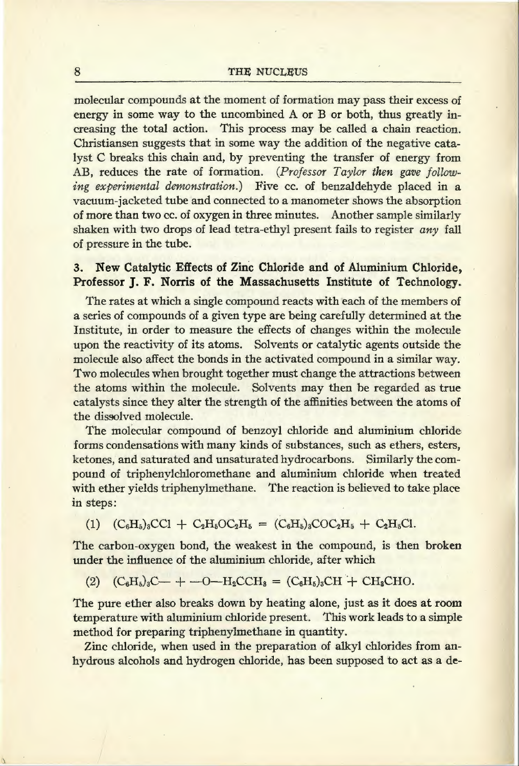molecular compounds at the moment of formation may pass their excess of energy in some way to the uncombined A or B or both, thus greatly increasing the total action. This process may be called a chain reaction. Christiansen suggests that in some way the addition of the negative catalyst C breaks this chain and, by preventing the transfer of energy from AB, reduces the rate of formation. *(Professor Taylor then gave following experimental demonstration.)* Five cc. of benzaldehyde placed in a vacuum-jacketed tube and connected to a manometer shows the absorption of more than two cc. of oxygen in three minutes. Another sample similarly shaken with two drops of lead tetra-ethyl present fails to register *any* fall of pressure in the tube.

### 3. New Catalytic Effects of Zinc Chloride and of Aluminium Chloride, Professor J. F. Norris of the Massachusetts Institute of Technology.

The rates at which a single compound reacts with each of the members of a series of compounds of a given type are being carefully determined at the Institute, in order to measure the effects of changes within the molecule upon the reactivity of its atoms. Solvents or catalytic agents outside the molecule also affect the bonds in the activated compound in a similar way. Two molecules when brought together must change the attractions between the atoms within the molecule. Solvents may then be regarded as true catalysts since they alter the strength of the affinities between the atoms of the dissolved molecule.

The molecular compound of benzoyl chloride and aluminium chloride forms condensations with many kinds of substances, such as ethers, esters, ketones, and saturated and unsaturated hydrocarbons. Similarly the compound of triphenylchloromethane and aluminium chloride when treated with ether yields triphenylmethane. The reaction is believed to take place in steps:

$$(1)\quad (C_6H_5)_3CCl + C_2H_5OC_2H_5 = (C_6H_5)_3COC_2H_5 + C_2H_5Cl.$$

The carbon-oxygen bond, the weakest in the compound, is then broken under the influence of the aluminium chloride, after which

$$(2)\quad (C_6H_5)_3C\text{—} + \text{—}O\text{—}H_2CCH_3 = (C_6H_5)_3CH + CH_3CHO.$$

The pure ether also breaks down by heating alone, just as it does at room temperature with aluminium chloride present. This work leads to a simple method for preparing triphenylmethane in quantity.

Zinc chloride, when used in the preparation of alkyl chlorides from anhydrous alcohols and hydrogen chloride, has been supposed to act as a de-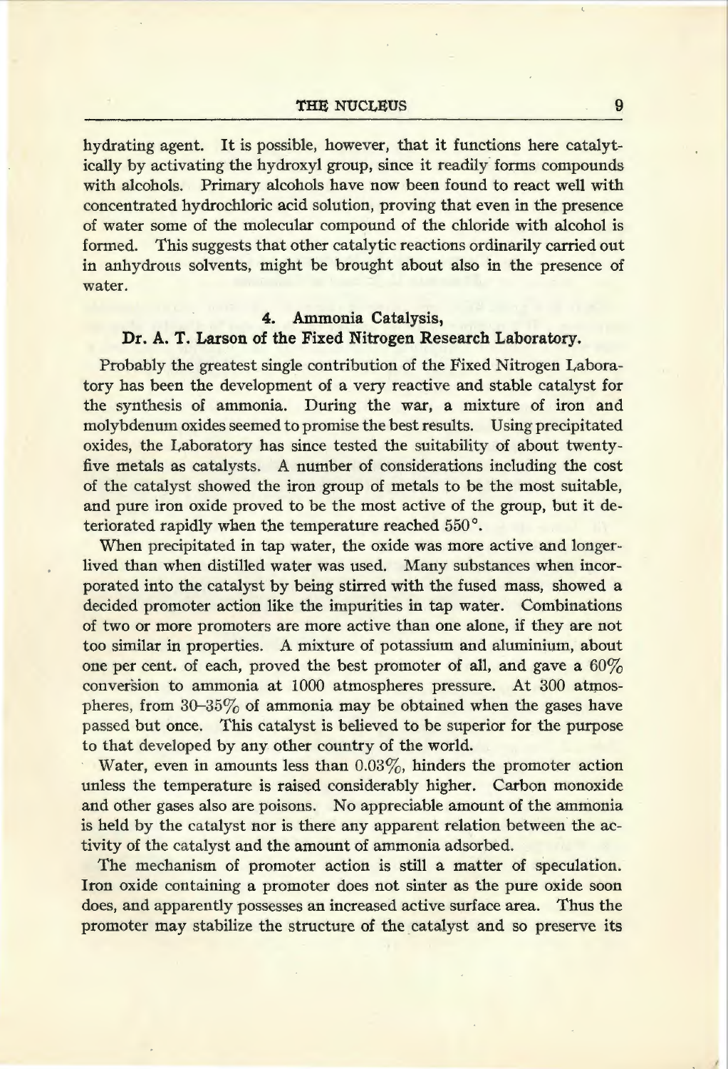hydrating agent. It is possible, however, that it functions here catalytically by activating the hydroxyl group, since it readily forms compounds with alcohols. Primary alcohols have now been found to react well with concentrated hydrochloric acid solution, proving that even in the presence of water some of the molecular compound of the chloride with alcohol is formed. This suggests that other catalytic reactions ordinarily carried out in anhydrous solvents, might be brought about also in the presence of water.

### 4. Ammonia Catalysis, Dr. A. T. Larson of the Fixed Nitrogen Research Laboratory.

Probably the greatest single contribution of the Fixed Nitrogen Laboratory has been the development of a very reactive and stable catalyst for the synthesis of ammonia. During the war, a mixture of iron and molybdenum oxides seemed to promise the best results. Using precipitated oxides, the Laboratory has since tested the suitability of about twenty-five metals as catalysts. A number of considerations including the cost of the catalyst showed the iron group of metals to be the most suitable, and pure iron oxide proved to be the most active of the group, but it deteriorated rapidly when the temperature reached 550°.

When precipitated in tap water, the oxide was more active and longer-lived than when distilled water was used. Many substances when incorporated into the catalyst by being stirred with the fused mass, showed a decided promoter action like the impurities in tap water. Combinations of two or more promoters are more active than one alone, if they are not too similar in properties. A mixture of potassium and aluminium, about one per cent. of each, proved the best promoter of all, and gave a 60% conversion to ammonia at 1000 atmospheres pressure. At 300 atmospheres, from 30–35% of ammonia may be obtained when the gases have passed but once. This catalyst is believed to be superior for the purpose to that developed by any other country of the world.

Water, even in amounts less than 0.03%, hinders the promoter action unless the temperature is raised considerably higher. Carbon monoxide and other gases also are poisons. No appreciable amount of the ammonia is held by the catalyst nor is there any apparent relation between the activity of the catalyst and the amount of ammonia adsorbed.

The mechanism of promoter action is still a matter of speculation. Iron oxide containing a promoter does not sinter as the pure oxide soon does, and apparently possesses an increased active surface area. Thus the promoter may stabilize the structure of the catalyst and so preserve its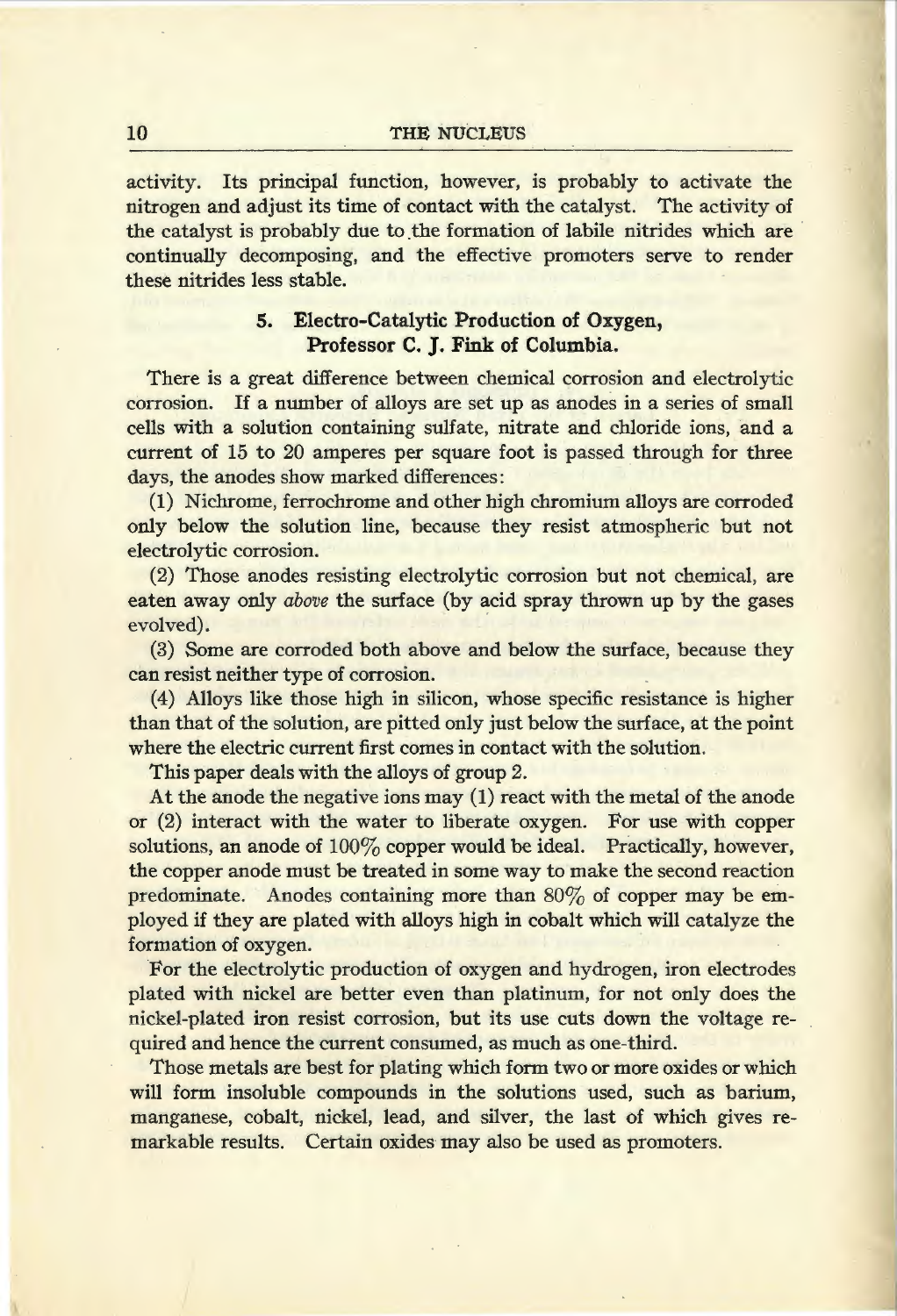activity. Its principal function, however, is probably to activate the nitrogen and adjust its time of contact with the catalyst. The activity of the catalyst is probably due to the formation of labile nitrides which are continually decomposing, and the effective promoters serve to render these nitrides less stable.

### 5. Electro-Catalytic Production of Oxygen, Professor C. J. Fink of Columbia.

There is a great difference between chemical corrosion and electrolytic corrosion. If a number of alloys are set up as anodes in a series of small cells with a solution containing sulfate, nitrate and chloride ions, and a current of 15 to 20 amperes per square foot is passed through for three days, the anodes show marked differences:

(1) Nichrome, ferrochrome and other high chromium alloys are corroded only below the solution line, because they resist atmospheric but not electrolytic corrosion.

(2) Those anodes resisting electrolytic corrosion but not chemical, are eaten away only *above* the surface (by acid spray thrown up by the gases evolved).

(3) Some are corroded both above and below the surface, because they can resist neither type of corrosion.

(4) Alloys like those high in silicon, whose specific resistance is higher than that of the solution, are pitted only just below the surface, at the point where the electric current first comes in contact with the solution.

This paper deals with the alloys of group 2.

At the anode the negative ions may (1) react with the metal of the anode or (2) interact with the water to liberate oxygen. For use with copper solutions, an anode of 100% copper would be ideal. Practically, however, the copper anode must be treated in some way to make the second reaction predominate. Anodes containing more than 80% of copper may be employed if they are plated with alloys high in cobalt which will catalyze the formation of oxygen.

For the electrolytic production of oxygen and hydrogen, iron electrodes plated with nickel are better even than platinum, for not only does the nickel-plated iron resist corrosion, but its use cuts down the voltage required and hence the current consumed, as much as one-third.

Those metals are best for plating which form two or more oxides or which will form insoluble compounds in the solutions used, such as barium, manganese, cobalt, nickel, lead, and silver, the last of which gives remarkable results. Certain oxides may also be used as promoters.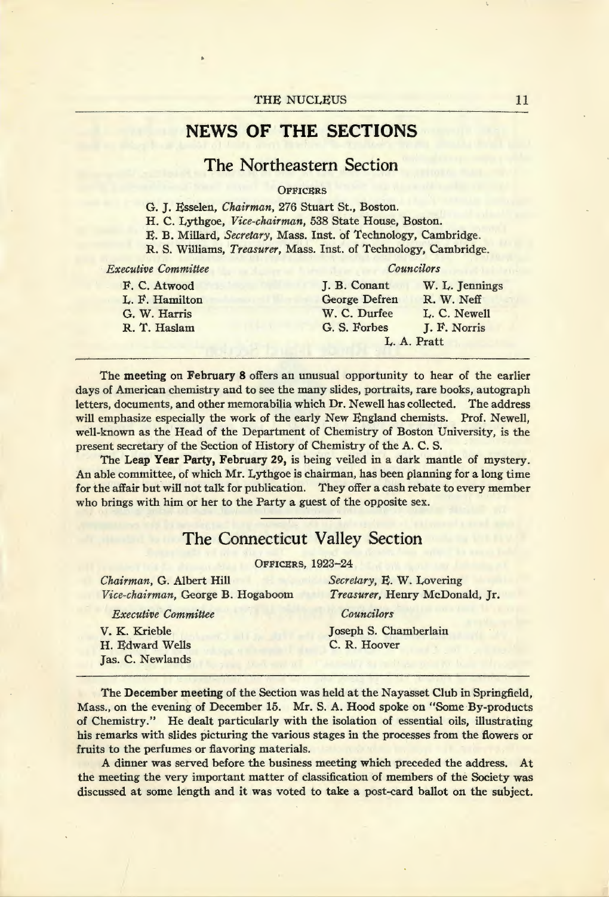# NEWS OF THE SECTIONS

## The Northeastern Section

OFFICERS

G. J. Esselen, *Chairman*, 276 Stuart St., Boston.
H. C. Lythgoe, *Vice-chairman*, 538 State House, Boston.
E. B. Millard, *Secretary*, Mass. Inst. of Technology, Cambridge.
R. S. Williams, *Treasurer*, Mass. Inst. of Technology, Cambridge.

| *Executive Committee* | *Councilors* | |
|---|---|---|
| F. C. Atwood | J. B. Conant | W. L. Jennings |
| L. F. Hamilton | George Defren | R. W. Neff |
| G. W. Harris | W. C. Durfee | L. C. Newell |
| R. T. Haslam | G. S. Forbes | J. F. Norris |
| | L. A. Pratt | |

The **meeting on February 8** offers an unusual opportunity to hear of the earlier days of American chemistry and to see the many slides, portraits, rare books, autograph letters, documents, and other memorabilia which Dr. Newell has collected. The address will emphasize especially the work of the early New England chemists. Prof. Newell, well-known as the Head of the Department of Chemistry of Boston University, is the present secretary of the Section of History of Chemistry of the A. C. S.

The **Leap Year Party, February 29**, is being veiled in a dark mantle of mystery. An able committee, of which Mr. Lythgoe is chairman, has been planning for a long time for the affair but will not talk for publication. They offer a cash rebate to every member who brings with him or her to the Party a guest of the opposite sex.

## The Connecticut Valley Section

OFFICERS, 1923–24

| | |
|---|---|
| *Chairman*, G. Albert Hill | *Secretary*, E. W. Lovering |
| *Vice-chairman*, George B. Hogaboom | *Treasurer*, Henry McDonald, Jr. |
| *Executive Committee* | *Councilors* |
| V. K. Krieble | Joseph S. Chamberlain |
| H. Edward Wells | C. R. Hoover |
| Jas. C. Newlands | |

The **December meeting** of the Section was held at the Nayasset Club in Springfield, Mass., on the evening of December 15. Mr. S. A. Hood spoke on "Some By-products of Chemistry." He dealt particularly with the isolation of essential oils, illustrating his remarks with slides picturing the various stages in the processes from the flowers or fruits to the perfumes or flavoring materials.

A dinner was served before the business meeting which preceded the address. At the meeting the very important matter of classification of members of the Society was discussed at some length and it was voted to take a post-card ballot on the subject.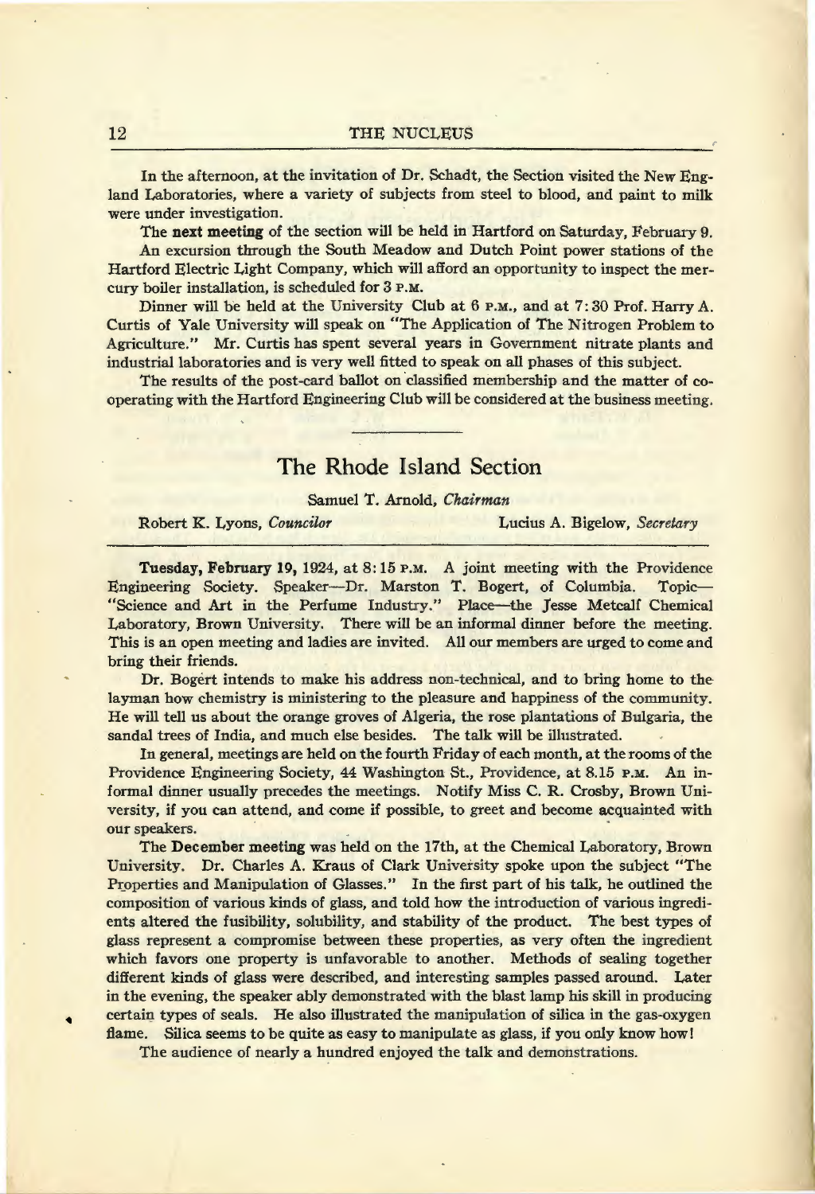In the afternoon, at the invitation of Dr. Schadt, the Section visited the New England Laboratories, where a variety of subjects from steel to blood, and paint to milk were under investigation.

The **next meeting** of the section will be held in Hartford on Saturday, February 9.

An excursion through the South Meadow and Dutch Point power stations of the Hartford Electric Light Company, which will afford an opportunity to inspect the mercury boiler installation, is scheduled for 3 P.M.

Dinner will be held at the University Club at 6 P.M., and at 7:30 Prof. Harry A. Curtis of Yale University will speak on "The Application of The Nitrogen Problem to Agriculture." Mr. Curtis has spent several years in Government nitrate plants and industrial laboratories and is very well fitted to speak on all phases of this subject.

The results of the post-card ballot on classified membership and the matter of co-operating with the Hartford Engineering Club will be considered at the business meeting.

## The Rhode Island Section

Samuel T. Arnold, *Chairman*

Robert K. Lyons, *Councilor* — Lucius A. Bigelow, *Secretary*

**Tuesday, February 19,** 1924, at 8:15 P.M. A joint meeting with the Providence Engineering Society. Speaker—Dr. Marston T. Bogert, of Columbia. Topic—"Science and Art in the Perfume Industry." Place—the Jesse Metcalf Chemical Laboratory, Brown University. There will be an informal dinner before the meeting. This is an open meeting and ladies are invited. All our members are urged to come and bring their friends.

Dr. Bogert intends to make his address non-technical, and to bring home to the layman how chemistry is ministering to the pleasure and happiness of the community. He will tell us about the orange groves of Algeria, the rose plantations of Bulgaria, the sandal trees of India, and much else besides. The talk will be illustrated.

In general, meetings are held on the fourth Friday of each month, at the rooms of the Providence Engineering Society, 44 Washington St., Providence, at 8.15 P.M. An informal dinner usually precedes the meetings. Notify Miss C. R. Crosby, Brown University, if you can attend, and come if possible, to greet and become acquainted with our speakers.

The **December meeting** was held on the 17th, at the Chemical Laboratory, Brown University. Dr. Charles A. Kraus of Clark University spoke upon the subject "The Properties and Manipulation of Glasses." In the first part of his talk, he outlined the composition of various kinds of glass, and told how the introduction of various ingredients altered the fusibility, solubility, and stability of the product. The best types of glass represent a compromise between these properties, as very often the ingredient which favors one property is unfavorable to another. Methods of sealing together different kinds of glass were described, and interesting samples passed around. Later in the evening, the speaker ably demonstrated with the blast lamp his skill in producing certain types of seals. He also illustrated the manipulation of silica in the gas-oxygen flame. Silica seems to be quite as easy to manipulate as glass, if you only know how!

The audience of nearly a hundred enjoyed the talk and demonstrations.